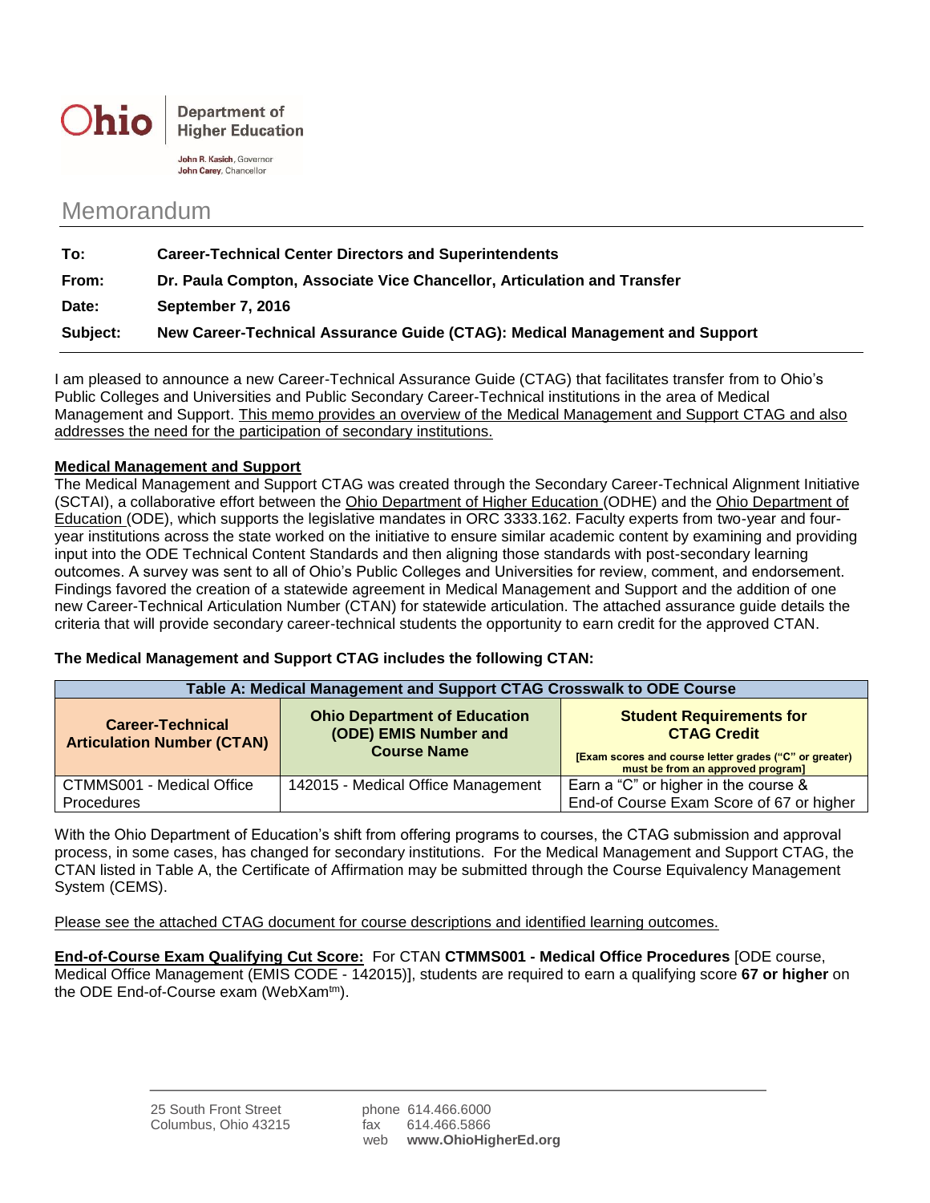Ohio | Department of Higher Education

John R. Kasich, Governor
John Carey, Chancellor

# Memorandum

| | |
|---|---|
| **To:** | **Career-Technical Center Directors and Superintendents** |
| **From:** | **Dr. Paula Compton, Associate Vice Chancellor, Articulation and Transfer** |
| **Date:** | **September 7, 2016** |
| **Subject:** | **New Career-Technical Assurance Guide (CTAG): Medical Management and Support** |

I am pleased to announce a new Career-Technical Assurance Guide (CTAG) that facilitates transfer from to Ohio's Public Colleges and Universities and Public Secondary Career-Technical institutions in the area of Medical Management and Support. This memo provides an overview of the Medical Management and Support CTAG and also addresses the need for the participation of secondary institutions.

**Medical Management and Support**

The Medical Management and Support CTAG was created through the Secondary Career-Technical Alignment Initiative (SCTAI), a collaborative effort between the Ohio Department of Higher Education (ODHE) and the Ohio Department of Education (ODE), which supports the legislative mandates in ORC 3333.162. Faculty experts from two-year and four-year institutions across the state worked on the initiative to ensure similar academic content by examining and providing input into the ODE Technical Content Standards and then aligning those standards with post-secondary learning outcomes. A survey was sent to all of Ohio's Public Colleges and Universities for review, comment, and endorsement. Findings favored the creation of a statewide agreement in Medical Management and Support and the addition of one new Career-Technical Articulation Number (CTAN) for statewide articulation. The attached assurance guide details the criteria that will provide secondary career-technical students the opportunity to earn credit for the approved CTAN.

**The Medical Management and Support CTAG includes the following CTAN:**

| Table A: Medical Management and Support CTAG Crosswalk to ODE Course | | |
|---|---|---|
| **Career-Technical Articulation Number (CTAN)** | **Ohio Department of Education (ODE) EMIS Number and Course Name** | **Student Requirements for CTAG Credit** [Exam scores and course letter grades ("C" or greater) must be from an approved program] |
| CTMMS001 - Medical Office Procedures | 142015 - Medical Office Management | Earn a "C" or higher in the course & End-of Course Exam Score of 67 or higher |

With the Ohio Department of Education's shift from offering programs to courses, the CTAG submission and approval process, in some cases, has changed for secondary institutions. For the Medical Management and Support CTAG, the CTAN listed in Table A, the Certificate of Affirmation may be submitted through the Course Equivalency Management System (CEMS).

Please see the attached CTAG document for course descriptions and identified learning outcomes.

**End-of-Course Exam Qualifying Cut Score:** For CTAN **CTMMS001 - Medical Office Procedures** [ODE course, Medical Office Management (EMIS CODE - 142015)], students are required to earn a qualifying score **67 or higher** on the ODE End-of-Course exam (WebXam™).

25 South Front Street
Columbus, Ohio 43215

phone 614.466.6000
fax 614.466.5866
web **www.OhioHigherEd.org**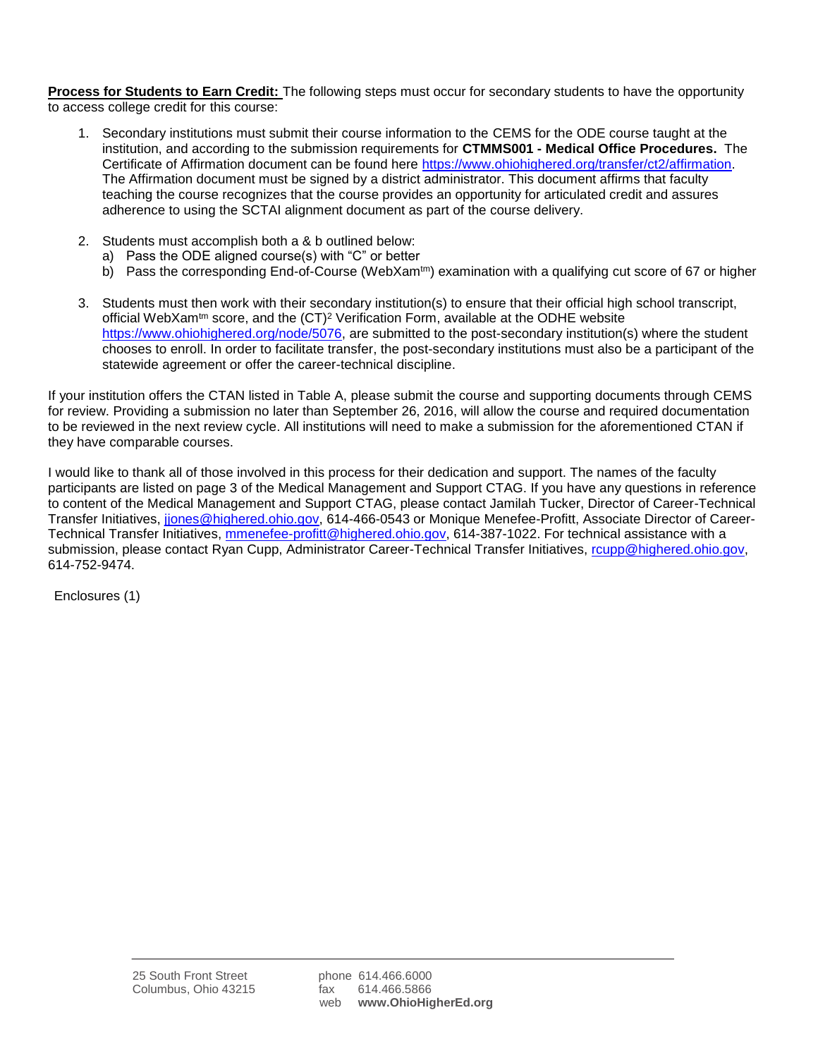**Process for Students to Earn Credit:** The following steps must occur for secondary students to have the opportunity to access college credit for this course:

1. Secondary institutions must submit their course information to the CEMS for the ODE course taught at the institution, and according to the submission requirements for **CTMMS001 - Medical Office Procedures.** The Certificate of Affirmation document can be found here https://www.ohiohighered.org/transfer/ct2/affirmation. The Affirmation document must be signed by a district administrator. This document affirms that faculty teaching the course recognizes that the course provides an opportunity for articulated credit and assures adherence to using the SCTAI alignment document as part of the course delivery.

2. Students must accomplish both a & b outlined below:
   a) Pass the ODE aligned course(s) with "C" or better
   b) Pass the corresponding End-of-Course (WebXam$^{tm}$) examination with a qualifying cut score of 67 or higher

3. Students must then work with their secondary institution(s) to ensure that their official high school transcript, official WebXam$^{tm}$ score, and the (CT)$^2$ Verification Form, available at the ODHE website https://www.ohiohighered.org/node/5076, are submitted to the post-secondary institution(s) where the student chooses to enroll. In order to facilitate transfer, the post-secondary institutions must also be a participant of the statewide agreement or offer the career-technical discipline.

If your institution offers the CTAN listed in Table A, please submit the course and supporting documents through CEMS for review. Providing a submission no later than September 26, 2016, will allow the course and required documentation to be reviewed in the next review cycle. All institutions will need to make a submission for the aforementioned CTAN if they have comparable courses.

I would like to thank all of those involved in this process for their dedication and support. The names of the faculty participants are listed on page 3 of the Medical Management and Support CTAG. If you have any questions in reference to content of the Medical Management and Support CTAG, please contact Jamilah Tucker, Director of Career-Technical Transfer Initiatives, jjones@highered.ohio.gov, 614-466-0543 or Monique Menefee-Profitt, Associate Director of Career-Technical Transfer Initiatives, mmenefee-profitt@highered.ohio.gov, 614-387-1022. For technical assistance with a submission, please contact Ryan Cupp, Administrator Career-Technical Transfer Initiatives, rcupp@highered.ohio.gov, 614-752-9474.

Enclosures (1)

25 South Front Street
Columbus, Ohio 43215

phone 614.466.6000
fax 614.466.5866
web **www.OhioHigherEd.org**